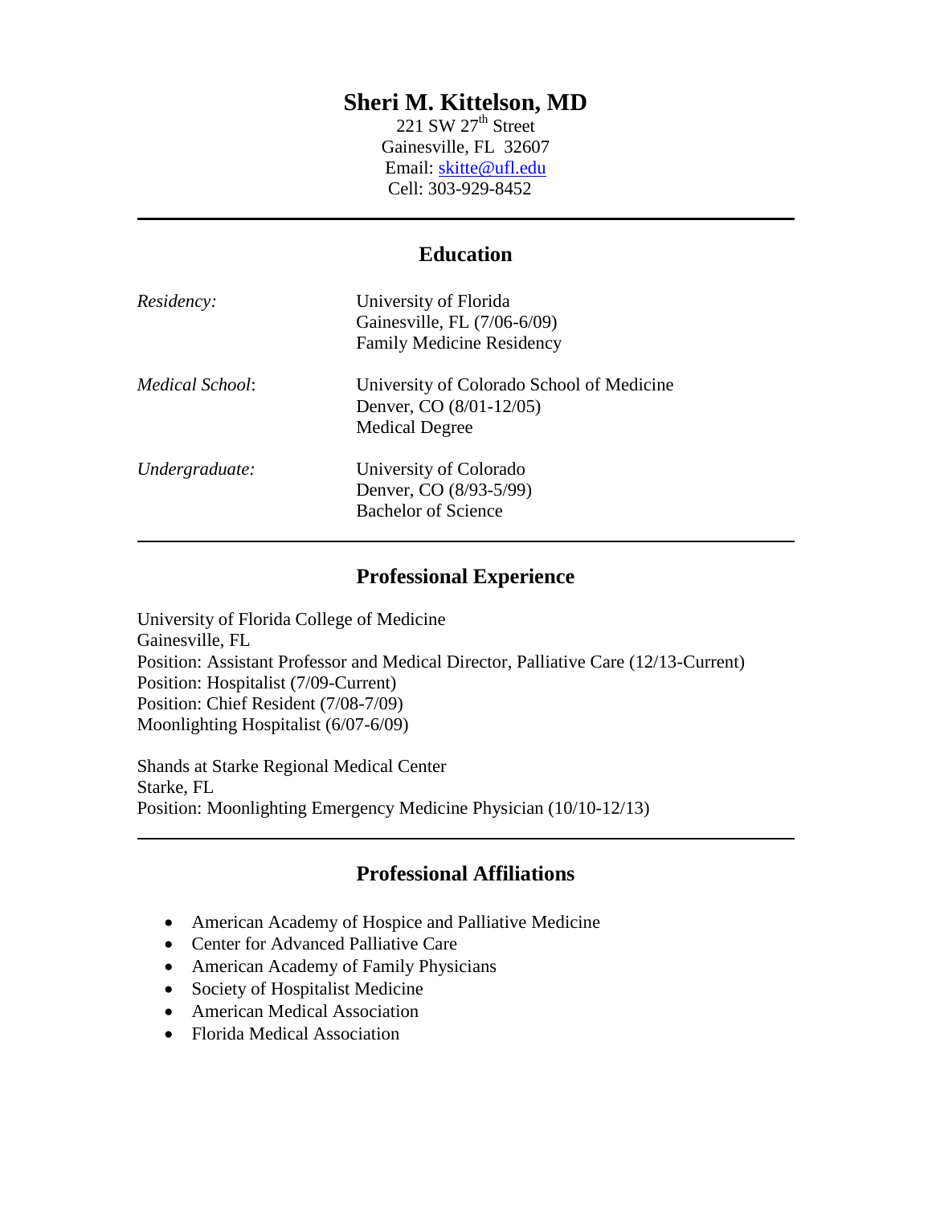# Sheri M. Kittelson, MD

221 SW 27th Street
Gainesville, FL 32607
Email: skitte@ufl.edu
Cell: 303-929-8452

---

## Education

*Residency:*
University of Florida
Gainesville, FL (7/06-6/09)
Family Medicine Residency

*Medical School*:
University of Colorado School of Medicine
Denver, CO (8/01-12/05)
Medical Degree

*Undergraduate:*
University of Colorado
Denver, CO (8/93-5/99)
Bachelor of Science

---

## Professional Experience

University of Florida College of Medicine
Gainesville, FL
Position: Assistant Professor and Medical Director, Palliative Care (12/13-Current)
Position: Hospitalist (7/09-Current)
Position: Chief Resident (7/08-7/09)
Moonlighting Hospitalist (6/07-6/09)

Shands at Starke Regional Medical Center
Starke, FL
Position: Moonlighting Emergency Medicine Physician (10/10-12/13)

---

## Professional Affiliations

- American Academy of Hospice and Palliative Medicine
- Center for Advanced Palliative Care
- American Academy of Family Physicians
- Society of Hospitalist Medicine
- American Medical Association
- Florida Medical Association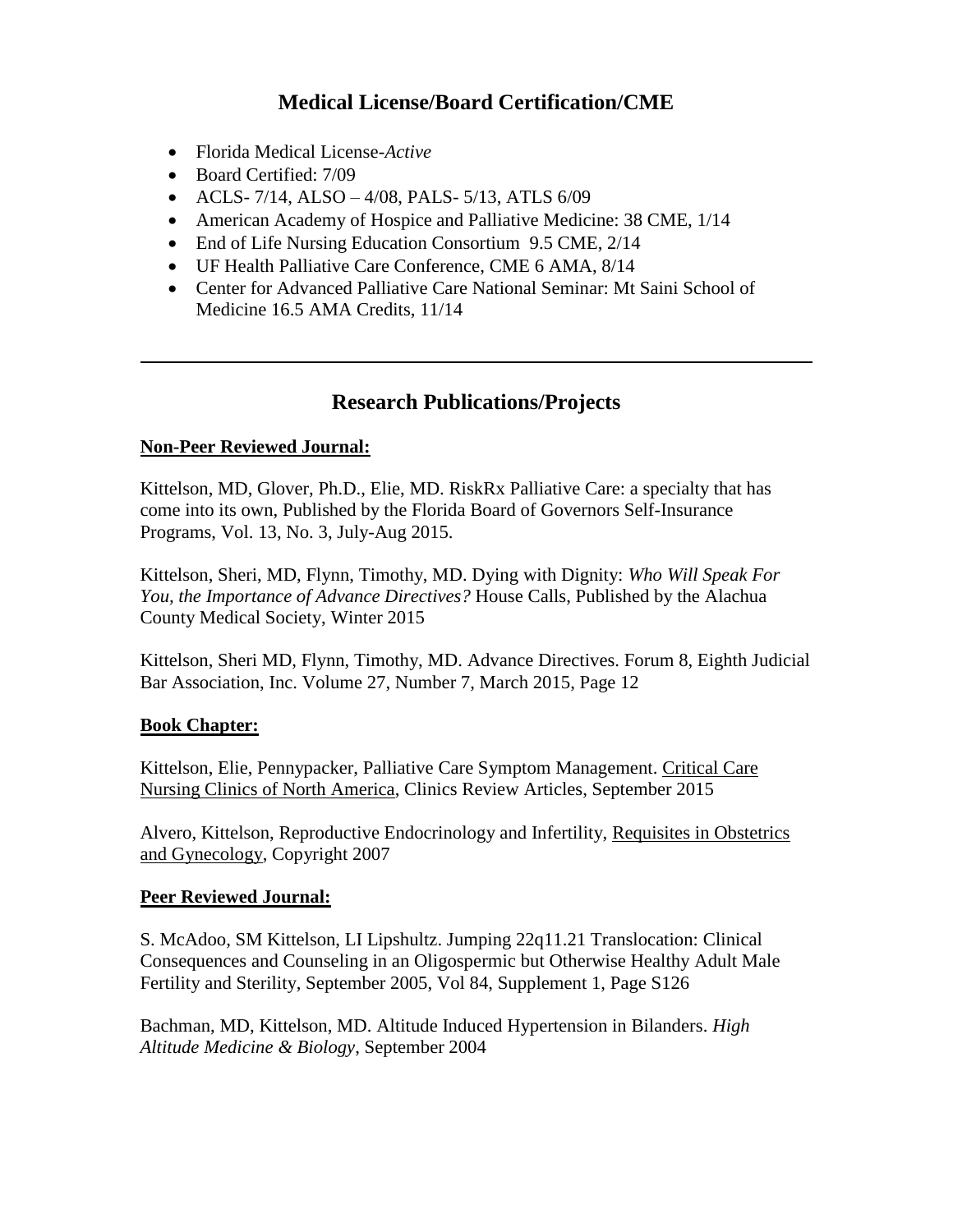## Medical License/Board Certification/CME

- Florida Medical License-*Active*
- Board Certified: 7/09
- ACLS- 7/14, ALSO – 4/08, PALS- 5/13, ATLS 6/09
- American Academy of Hospice and Palliative Medicine: 38 CME, 1/14
- End of Life Nursing Education Consortium 9.5 CME, 2/14
- UF Health Palliative Care Conference, CME 6 AMA, 8/14
- Center for Advanced Palliative Care National Seminar: Mt Saini School of Medicine 16.5 AMA Credits, 11/14

---

## Research Publications/Projects

**Non-Peer Reviewed Journal:**

Kittelson, MD, Glover, Ph.D., Elie, MD. RiskRx Palliative Care: a specialty that has come into its own, Published by the Florida Board of Governors Self-Insurance Programs, Vol. 13, No. 3, July-Aug 2015.

Kittelson, Sheri, MD, Flynn, Timothy, MD. Dying with Dignity: *Who Will Speak For You, the Importance of Advance Directives?* House Calls, Published by the Alachua County Medical Society, Winter 2015

Kittelson, Sheri MD, Flynn, Timothy, MD. Advance Directives. Forum 8, Eighth Judicial Bar Association, Inc. Volume 27, Number 7, March 2015, Page 12

**Book Chapter:**

Kittelson, Elie, Pennypacker, Palliative Care Symptom Management. Critical Care Nursing Clinics of North America, Clinics Review Articles, September 2015

Alvero, Kittelson, Reproductive Endocrinology and Infertility, Requisites in Obstetrics and Gynecology, Copyright 2007

**Peer Reviewed Journal:**

S. McAdoo, SM Kittelson, LI Lipshultz. Jumping 22q11.21 Translocation: Clinical Consequences and Counseling in an Oligospermic but Otherwise Healthy Adult Male Fertility and Sterility, September 2005, Vol 84, Supplement 1, Page S126

Bachman, MD, Kittelson, MD. Altitude Induced Hypertension in Bilanders. *High Altitude Medicine & Biology*, September 2004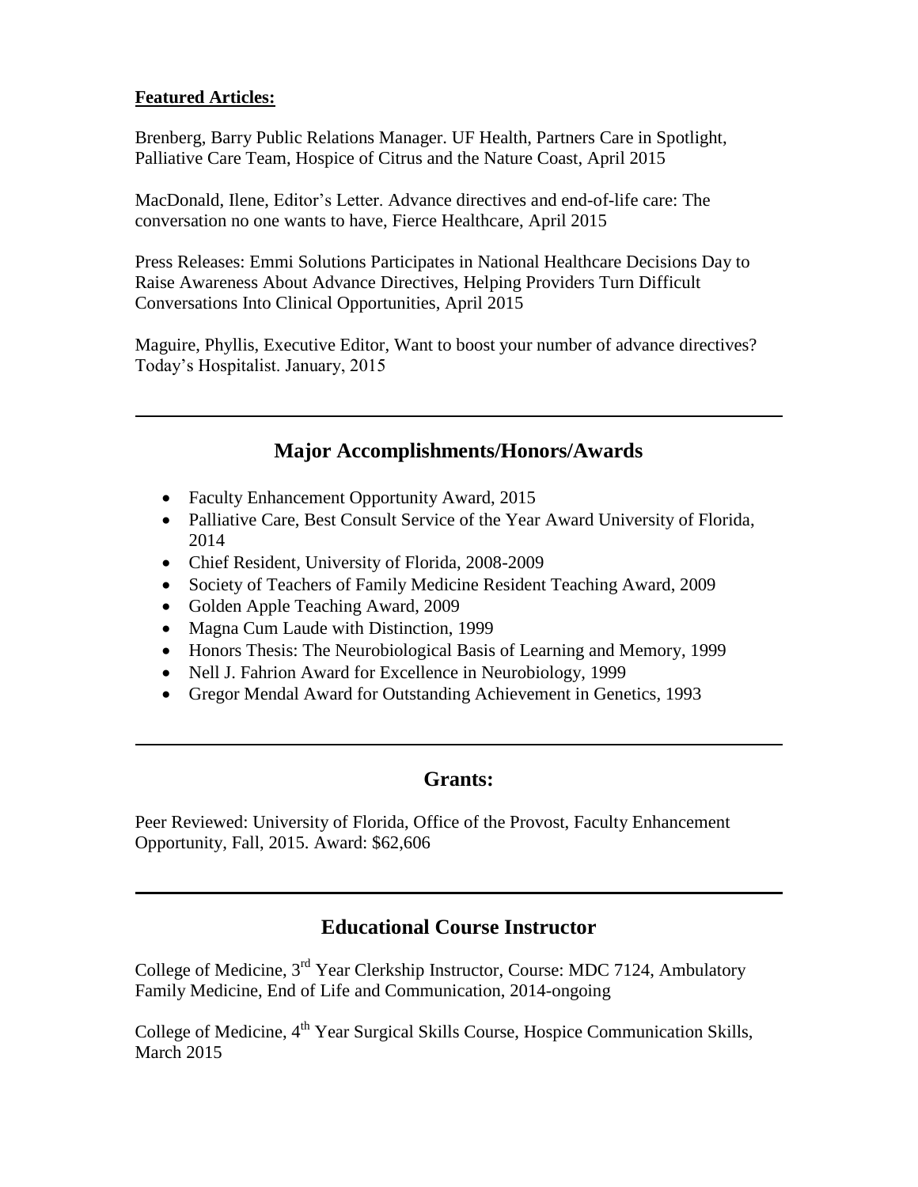**Featured Articles:**

Brenberg, Barry Public Relations Manager. UF Health, Partners Care in Spotlight, Palliative Care Team, Hospice of Citrus and the Nature Coast, April 2015

MacDonald, Ilene, Editor's Letter. Advance directives and end-of-life care: The conversation no one wants to have, Fierce Healthcare, April 2015

Press Releases: Emmi Solutions Participates in National Healthcare Decisions Day to Raise Awareness About Advance Directives, Helping Providers Turn Difficult Conversations Into Clinical Opportunities, April 2015

Maguire, Phyllis, Executive Editor, Want to boost your number of advance directives? Today's Hospitalist. January, 2015

---

## Major Accomplishments/Honors/Awards

- Faculty Enhancement Opportunity Award, 2015
- Palliative Care, Best Consult Service of the Year Award University of Florida, 2014
- Chief Resident, University of Florida, 2008-2009
- Society of Teachers of Family Medicine Resident Teaching Award, 2009
- Golden Apple Teaching Award, 2009
- Magna Cum Laude with Distinction, 1999
- Honors Thesis: The Neurobiological Basis of Learning and Memory, 1999
- Nell J. Fahrion Award for Excellence in Neurobiology, 1999
- Gregor Mendal Award for Outstanding Achievement in Genetics, 1993

---

## Grants:

Peer Reviewed: University of Florida, Office of the Provost, Faculty Enhancement Opportunity, Fall, 2015. Award: $62,606

---

## Educational Course Instructor

College of Medicine, 3rd Year Clerkship Instructor, Course: MDC 7124, Ambulatory Family Medicine, End of Life and Communication, 2014-ongoing

College of Medicine, 4th Year Surgical Skills Course, Hospice Communication Skills, March 2015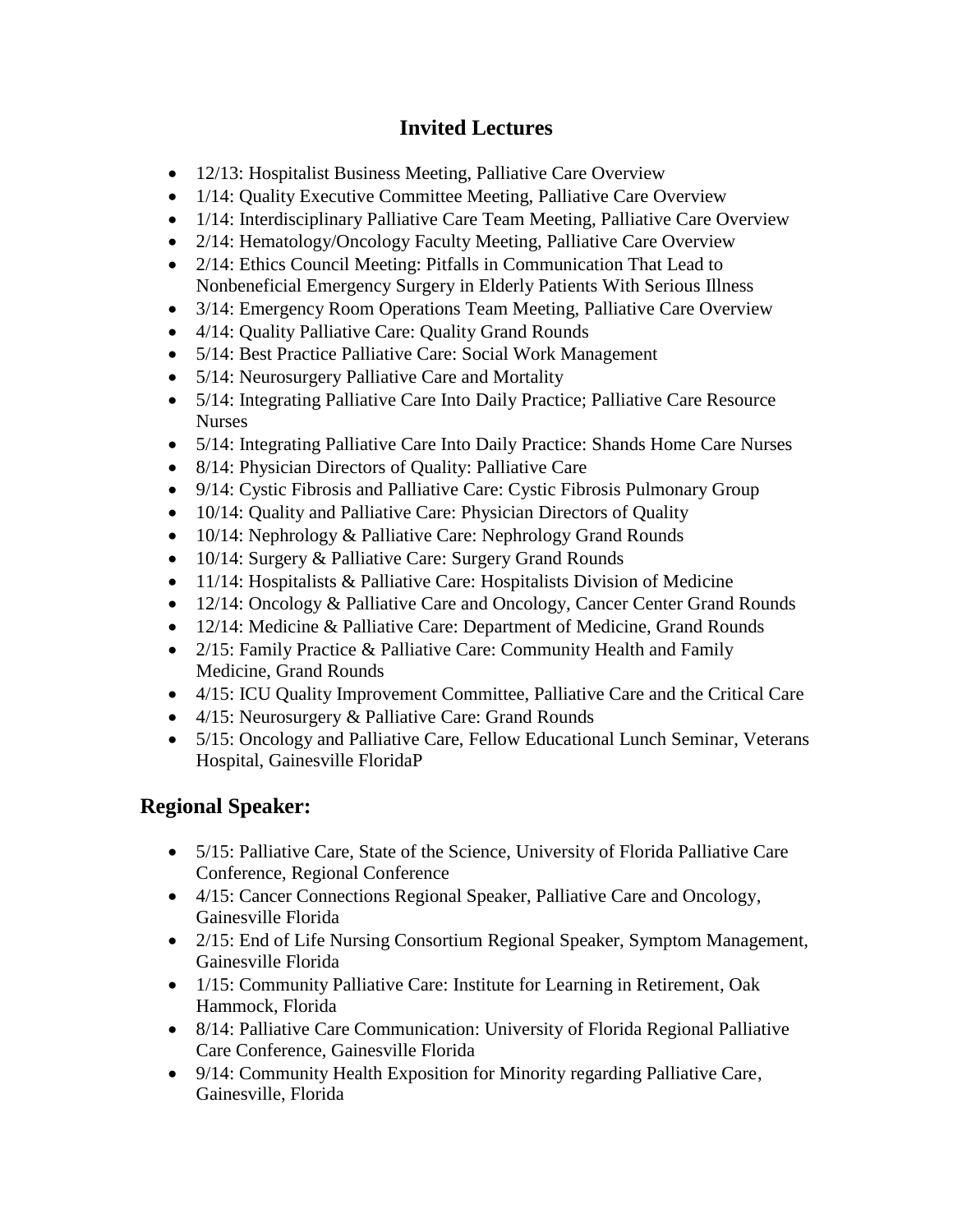## Invited Lectures

- 12/13: Hospitalist Business Meeting, Palliative Care Overview
- 1/14: Quality Executive Committee Meeting, Palliative Care Overview
- 1/14: Interdisciplinary Palliative Care Team Meeting, Palliative Care Overview
- 2/14: Hematology/Oncology Faculty Meeting, Palliative Care Overview
- 2/14: Ethics Council Meeting: Pitfalls in Communication That Lead to Nonbeneficial Emergency Surgery in Elderly Patients With Serious Illness
- 3/14: Emergency Room Operations Team Meeting, Palliative Care Overview
- 4/14: Quality Palliative Care: Quality Grand Rounds
- 5/14: Best Practice Palliative Care: Social Work Management
- 5/14: Neurosurgery Palliative Care and Mortality
- 5/14: Integrating Palliative Care Into Daily Practice; Palliative Care Resource Nurses
- 5/14: Integrating Palliative Care Into Daily Practice: Shands Home Care Nurses
- 8/14: Physician Directors of Quality: Palliative Care
- 9/14: Cystic Fibrosis and Palliative Care: Cystic Fibrosis Pulmonary Group
- 10/14: Quality and Palliative Care: Physician Directors of Quality
- 10/14: Nephrology & Palliative Care: Nephrology Grand Rounds
- 10/14: Surgery & Palliative Care: Surgery Grand Rounds
- 11/14: Hospitalists & Palliative Care: Hospitalists Division of Medicine
- 12/14: Oncology & Palliative Care and Oncology, Cancer Center Grand Rounds
- 12/14: Medicine & Palliative Care: Department of Medicine, Grand Rounds
- 2/15: Family Practice & Palliative Care: Community Health and Family Medicine, Grand Rounds
- 4/15: ICU Quality Improvement Committee, Palliative Care and the Critical Care
- 4/15: Neurosurgery & Palliative Care: Grand Rounds
- 5/15: Oncology and Palliative Care, Fellow Educational Lunch Seminar, Veterans Hospital, Gainesville FloridaP

## Regional Speaker:

- 5/15: Palliative Care, State of the Science, University of Florida Palliative Care Conference, Regional Conference
- 4/15: Cancer Connections Regional Speaker, Palliative Care and Oncology, Gainesville Florida
- 2/15: End of Life Nursing Consortium Regional Speaker, Symptom Management, Gainesville Florida
- 1/15: Community Palliative Care: Institute for Learning in Retirement, Oak Hammock, Florida
- 8/14: Palliative Care Communication: University of Florida Regional Palliative Care Conference, Gainesville Florida
- 9/14: Community Health Exposition for Minority regarding Palliative Care, Gainesville, Florida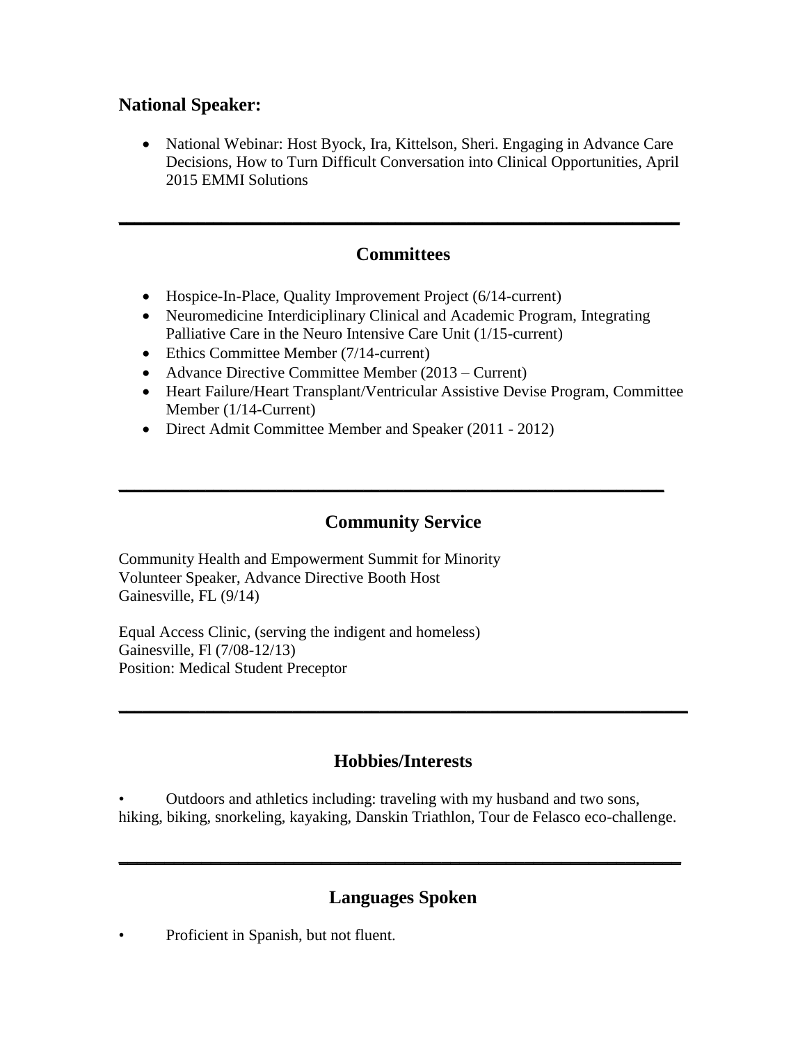## National Speaker:

- National Webinar: Host Byock, Ira, Kittelson, Sheri. Engaging in Advance Care Decisions, How to Turn Difficult Conversation into Clinical Opportunities, April 2015 EMMI Solutions

---

## Committees

- Hospice-In-Place, Quality Improvement Project (6/14-current)
- Neuromedicine Interdiciplinary Clinical and Academic Program, Integrating Palliative Care in the Neuro Intensive Care Unit (1/15-current)
- Ethics Committee Member (7/14-current)
- Advance Directive Committee Member (2013 – Current)
- Heart Failure/Heart Transplant/Ventricular Assistive Devise Program, Committee Member (1/14-Current)
- Direct Admit Committee Member and Speaker (2011 - 2012)

---

## Community Service

Community Health and Empowerment Summit for Minority
Volunteer Speaker, Advance Directive Booth Host
Gainesville, FL (9/14)

Equal Access Clinic, (serving the indigent and homeless)
Gainesville, Fl (7/08-12/13)
Position: Medical Student Preceptor

---

## Hobbies/Interests

- Outdoors and athletics including: traveling with my husband and two sons, hiking, biking, snorkeling, kayaking, Danskin Triathlon, Tour de Felasco eco-challenge.

---

## Languages Spoken

- Proficient in Spanish, but not fluent.